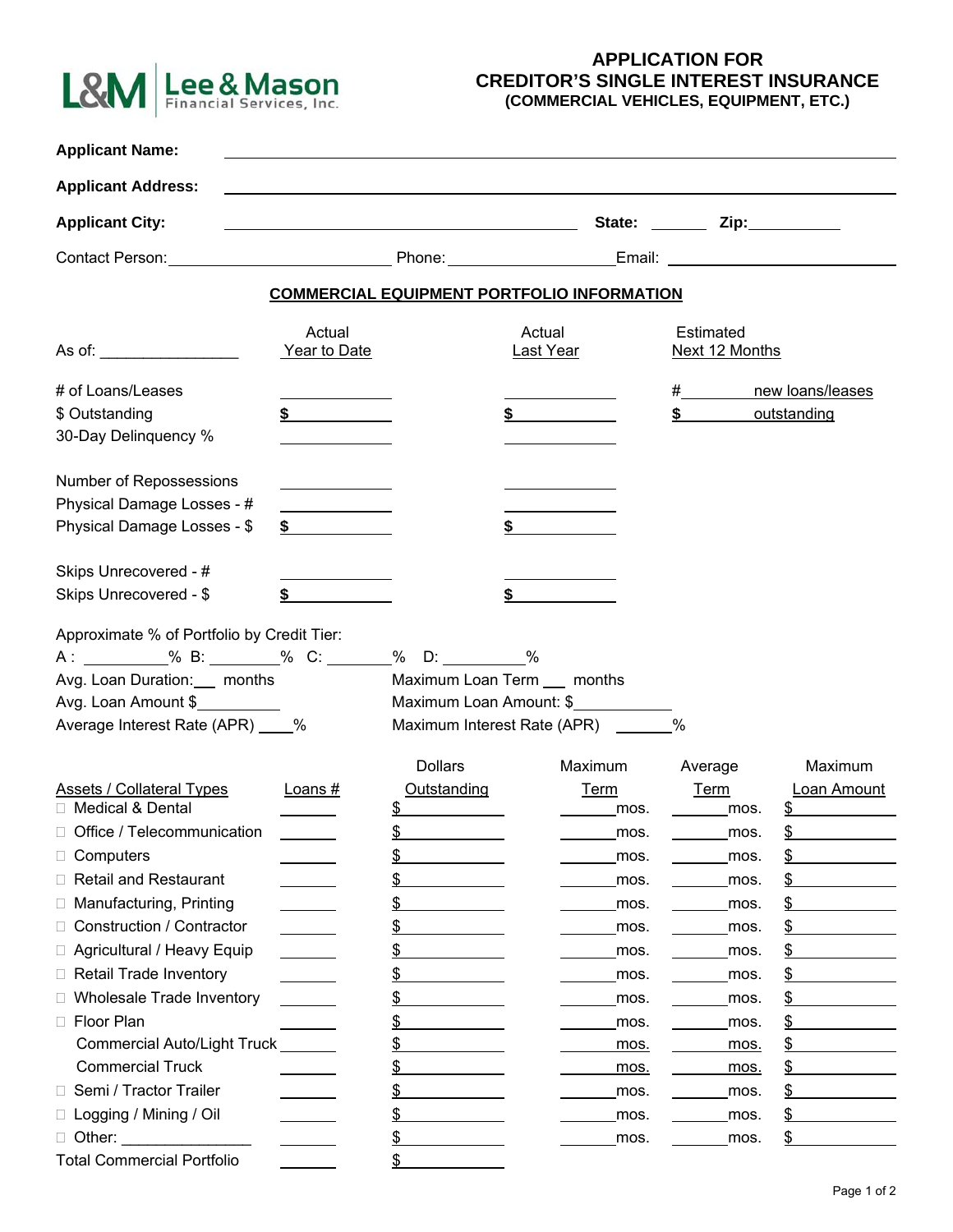L&M Lee & Mason Financial Services, Inc.

# APPLICATION FOR CREDITOR'S SINGLE INTEREST INSURANCE
### (COMMERCIAL VEHICLES, EQUIPMENT, ETC.)

**Applicant Name:** ______________________________

**Applicant Address:** ______________________________

**Applicant City:** ______________________ **State:** ______ **Zip:** __________

Contact Person: ______________________ Phone: __________________ Email: ______________________

## COMMERCIAL EQUIPMENT PORTFOLIO INFORMATION

| As of: ________________ | Actual Year to Date | Actual Last Year | Estimated Next 12 Months |
|---|---|---|---|
| # of Loans/Leases | ________ | ________ | # ________ new loans/leases |
| $ Outstanding | $ ________ | $ ________ | $ ________ outstanding |
| 30-Day Delinquency % | ________ | ________ | |
| Number of Repossessions | ________ | ________ | |
| Physical Damage Losses - # | ________ | ________ | |
| Physical Damage Losses - $ | $ ________ | $ ________ | |
| Skips Unrecovered - # | ________ | ________ | |
| Skips Unrecovered - $ | $ ________ | $ ________ | |

Approximate % of Portfolio by Credit Tier:

A : __________% B: ________% C: _______% D: _________%

Avg. Loan Duration: ___ months          Maximum Loan Term ___ months

Avg. Loan Amount $__________          Maximum Loan Amount: $___________

Average Interest Rate (APR) ____%          Maximum Interest Rate (APR) ______%

| Assets / Collateral Types | Loans # | Dollars Outstanding | Maximum Term | Average Term | Maximum Loan Amount |
|---|---|---|---|---|---|
| ☐ Medical & Dental | ______ | $ ________ | ______ mos. | ______ mos. | $ ________ |
| ☐ Office / Telecommunication | ______ | $ ________ | ______ mos. | ______ mos. | $ ________ |
| ☐ Computers | ______ | $ ________ | ______ mos. | ______ mos. | $ ________ |
| ☐ Retail and Restaurant | ______ | $ ________ | ______ mos. | ______ mos. | $ ________ |
| ☐ Manufacturing, Printing | ______ | $ ________ | ______ mos. | ______ mos. | $ ________ |
| ☐ Construction / Contractor | ______ | $ ________ | ______ mos. | ______ mos. | $ ________ |
| ☐ Agricultural / Heavy Equip | ______ | $ ________ | ______ mos. | ______ mos. | $ ________ |
| ☐ Retail Trade Inventory | ______ | $ ________ | ______ mos. | ______ mos. | $ ________ |
| ☐ Wholesale Trade Inventory | ______ | $ ________ | ______ mos. | ______ mos. | $ ________ |
| ☐ Floor Plan | ______ | $ ________ | ______ mos. | ______ mos. | $ ________ |
| Commercial Auto/Light Truck | ______ | $ ________ | ______ mos. | ______ mos. | $ ________ |
| Commercial Truck | ______ | $ ________ | ______ mos. | ______ mos. | $ ________ |
| ☐ Semi / Tractor Trailer | ______ | $ ________ | ______ mos. | ______ mos. | $ ________ |
| ☐ Logging / Mining / Oil | ______ | $ ________ | ______ mos. | ______ mos. | $ ________ |
| ☐ Other: ______________ | ______ | $ ________ | ______ mos. | ______ mos. | $ ________ |
| Total Commercial Portfolio | ______ | $ ________ | | | |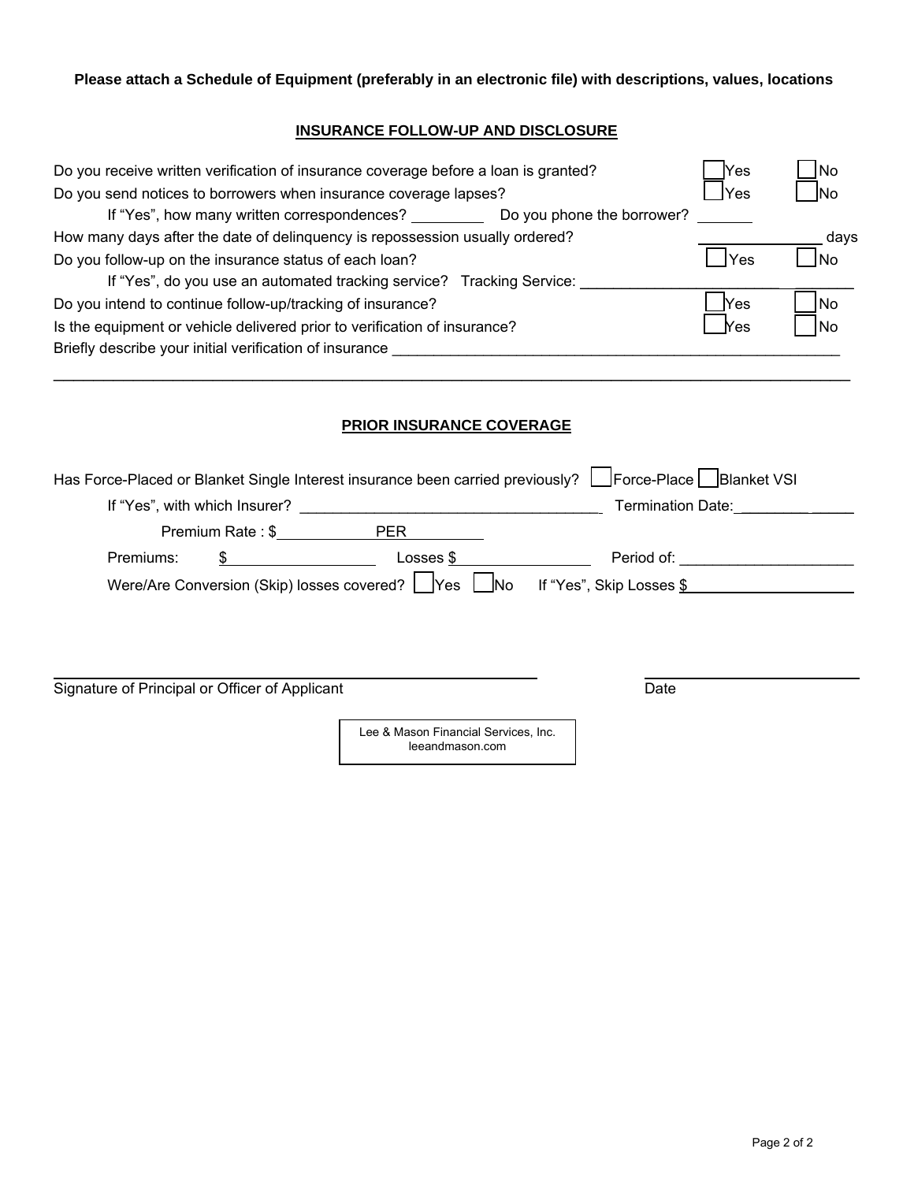**Please attach a Schedule of Equipment (preferably in an electronic file) with descriptions, values, locations**

## INSURANCE FOLLOW-UP AND DISCLOSURE

Do you receive written verification of insurance coverage before a loan is granted? ☐ Yes ☐ No

Do you send notices to borrowers when insurance coverage lapses? ☐ Yes ☐ No

If "Yes", how many written correspondences? _________ Do you phone the borrower? _______

How many days after the date of delinquency is repossession usually ordered? _______________ days

Do you follow-up on the insurance status of each loan? ☐ Yes ☐ No

If "Yes", do you use an automated tracking service? Tracking Service: _________________________

Do you intend to continue follow-up/tracking of insurance? ☐ Yes ☐ No

Is the equipment or vehicle delivered prior to verification of insurance? ☐ Yes ☐ No

Briefly describe your initial verification of insurance _________________________________________________

_____________________________________________________________________________________________

## PRIOR INSURANCE COVERAGE

Has Force-Placed or Blanket Single Interest insurance been carried previously? ☐ Force-Place ☐ Blanket VSI

If "Yes", with which Insurer? ___________________________________ Termination Date: _____________

Premium Rate : $____________ PER __________

Premiums: $__________________ Losses $________________ Period of: _____________________

Were/Are Conversion (Skip) losses covered? ☐ Yes ☐ No If "Yes", Skip Losses $____________________

_______________________________________________ _______________________

Signature of Principal or Officer of Applicant Date

Lee & Mason Financial Services, Inc.
leeandmason.com